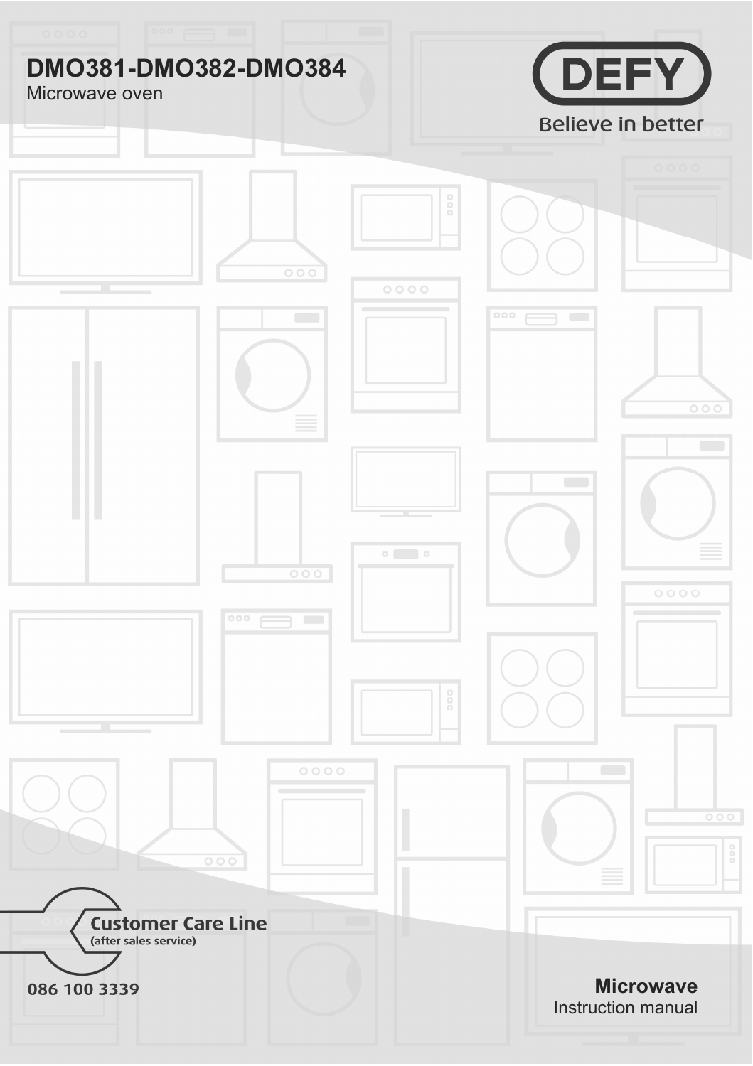# DMO381-DMO382-DMO384

Microwave oven

DEFY

Believe in better

**Customer Care Line**
(after sales service)

086 100 3339

**Microwave**
Instruction manual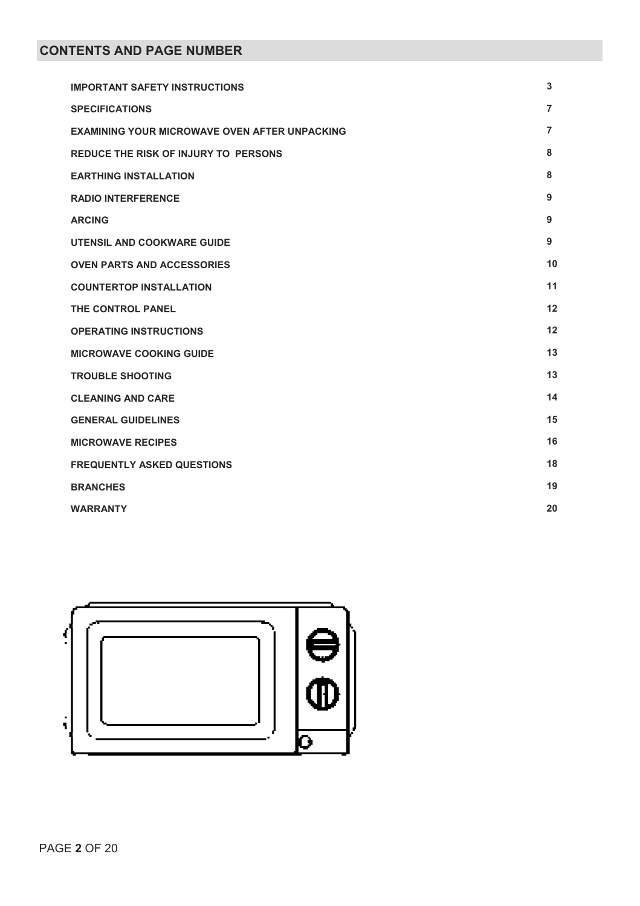## CONTENTS AND PAGE NUMBER

| | |
|---|---|
| **IMPORTANT SAFETY INSTRUCTIONS** | **3** |
| **SPECIFICATIONS** | **7** |
| **EXAMINING YOUR MICROWAVE OVEN AFTER UNPACKING** | **7** |
| **REDUCE THE RISK OF INJURY TO PERSONS** | **8** |
| **EARTHING INSTALLATION** | **8** |
| **RADIO INTERFERENCE** | **9** |
| **ARCING** | **9** |
| **UTENSIL AND COOKWARE GUIDE** | **9** |
| **OVEN PARTS AND ACCESSORIES** | **10** |
| **COUNTERTOP INSTALLATION** | **11** |
| **THE CONTROL PANEL** | **12** |
| **OPERATING INSTRUCTIONS** | **12** |
| **MICROWAVE COOKING GUIDE** | **13** |
| **TROUBLE SHOOTING** | **13** |
| **CLEANING AND CARE** | **14** |
| **GENERAL GUIDELINES** | **15** |
| **MICROWAVE RECIPES** | **16** |
| **FREQUENTLY ASKED QUESTIONS** | **18** |
| **BRANCHES** | **19** |
| **WARRANTY** | **20** |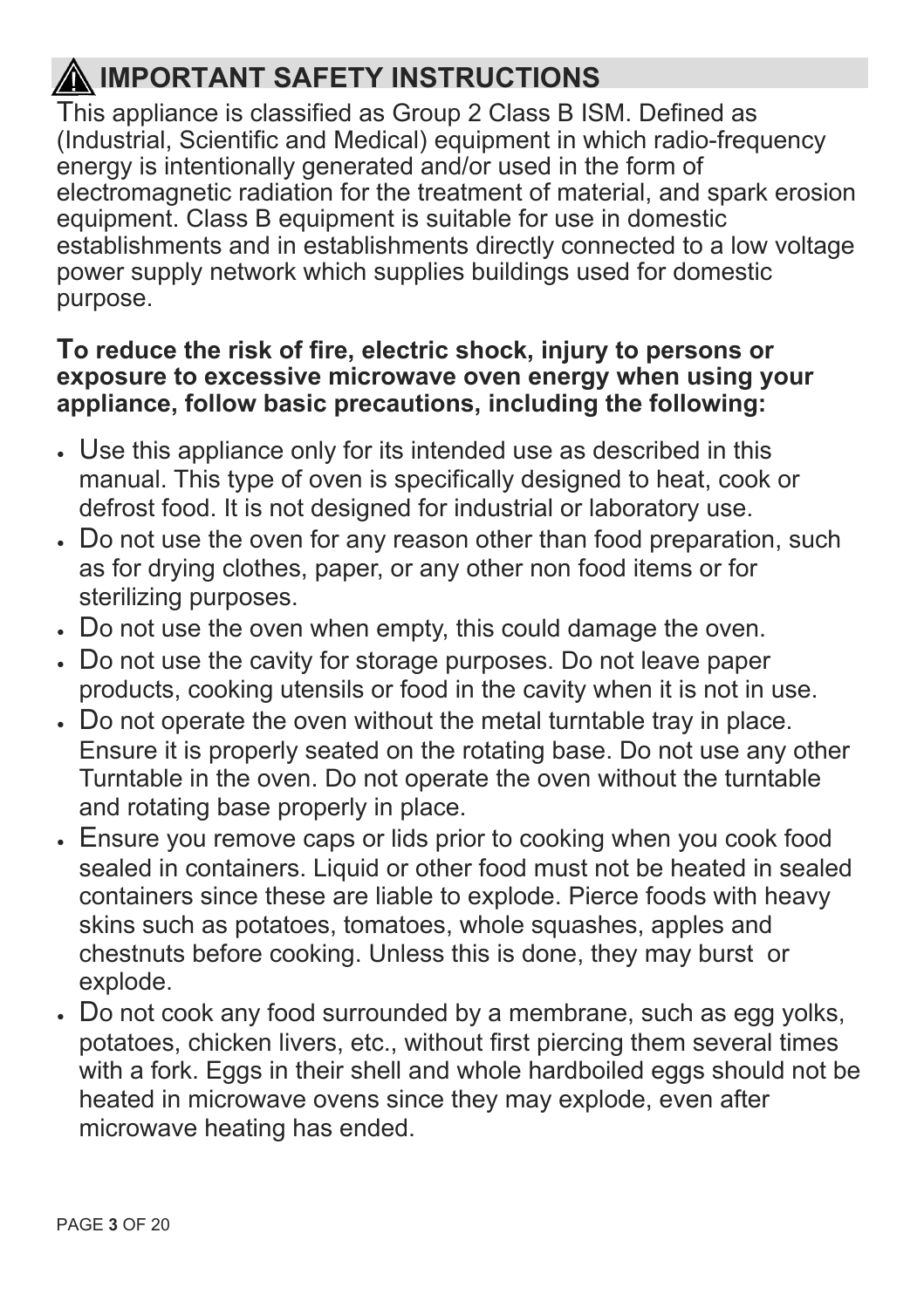## ⚠ IMPORTANT SAFETY INSTRUCTIONS

This appliance is classified as Group 2 Class B ISM. Defined as (Industrial, Scientific and Medical) equipment in which radio-frequency energy is intentionally generated and/or used in the form of electromagnetic radiation for the treatment of material, and spark erosion equipment. Class B equipment is suitable for use in domestic establishments and in establishments directly connected to a low voltage power supply network which supplies buildings used for domestic purpose.

**To reduce the risk of fire, electric shock, injury to persons or exposure to excessive microwave oven energy when using your appliance, follow basic precautions, including the following:**

- Use this appliance only for its intended use as described in this manual. This type of oven is specifically designed to heat, cook or defrost food. It is not designed for industrial or laboratory use.
- Do not use the oven for any reason other than food preparation, such as for drying clothes, paper, or any other non food items or for sterilizing purposes.
- Do not use the oven when empty, this could damage the oven.
- Do not use the cavity for storage purposes. Do not leave paper products, cooking utensils or food in the cavity when it is not in use.
- Do not operate the oven without the metal turntable tray in place. Ensure it is properly seated on the rotating base. Do not use any other Turntable in the oven. Do not operate the oven without the turntable and rotating base properly in place.
- Ensure you remove caps or lids prior to cooking when you cook food sealed in containers. Liquid or other food must not be heated in sealed containers since these are liable to explode. Pierce foods with heavy skins such as potatoes, tomatoes, whole squashes, apples and chestnuts before cooking. Unless this is done, they may burst or explode.
- Do not cook any food surrounded by a membrane, such as egg yolks, potatoes, chicken livers, etc., without first piercing them several times with a fork. Eggs in their shell and whole hardboiled eggs should not be heated in microwave ovens since they may explode, even after microwave heating has ended.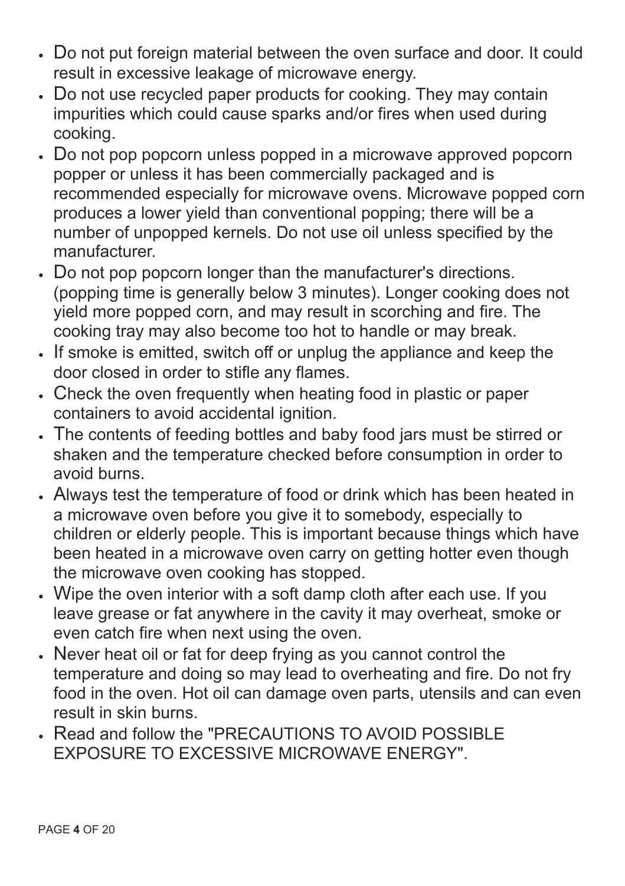- Do not put foreign material between the oven surface and door. It could result in excessive leakage of microwave energy.
- Do not use recycled paper products for cooking. They may contain impurities which could cause sparks and/or fires when used during cooking.
- Do not pop popcorn unless popped in a microwave approved popcorn popper or unless it has been commercially packaged and is recommended especially for microwave ovens. Microwave popped corn produces a lower yield than conventional popping; there will be a number of unpopped kernels. Do not use oil unless specified by the manufacturer.
- Do not pop popcorn longer than the manufacturer's directions. (popping time is generally below 3 minutes). Longer cooking does not yield more popped corn, and may result in scorching and fire. The cooking tray may also become too hot to handle or may break.
- If smoke is emitted, switch off or unplug the appliance and keep the door closed in order to stifle any flames.
- Check the oven frequently when heating food in plastic or paper containers to avoid accidental ignition.
- The contents of feeding bottles and baby food jars must be stirred or shaken and the temperature checked before consumption in order to avoid burns.
- Always test the temperature of food or drink which has been heated in a microwave oven before you give it to somebody, especially to children or elderly people. This is important because things which have been heated in a microwave oven carry on getting hotter even though the microwave oven cooking has stopped.
- Wipe the oven interior with a soft damp cloth after each use. If you leave grease or fat anywhere in the cavity it may overheat, smoke or even catch fire when next using the oven.
- Never heat oil or fat for deep frying as you cannot control the temperature and doing so may lead to overheating and fire. Do not fry food in the oven. Hot oil can damage oven parts, utensils and can even result in skin burns.
- Read and follow the "PRECAUTIONS TO AVOID POSSIBLE EXPOSURE TO EXCESSIVE MICROWAVE ENERGY".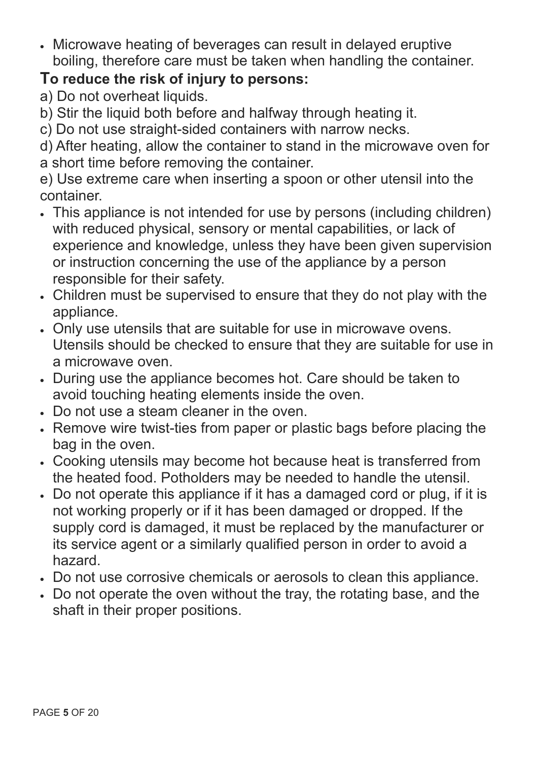- Microwave heating of beverages can result in delayed eruptive boiling, therefore care must be taken when handling the container.

**To reduce the risk of injury to persons:**

a) Do not overheat liquids.
b) Stir the liquid both before and halfway through heating it.
c) Do not use straight-sided containers with narrow necks.
d) After heating, allow the container to stand in the microwave oven for a short time before removing the container.
e) Use extreme care when inserting a spoon or other utensil into the container.

- This appliance is not intended for use by persons (including children) with reduced physical, sensory or mental capabilities, or lack of experience and knowledge, unless they have been given supervision or instruction concerning the use of the appliance by a person responsible for their safety.
- Children must be supervised to ensure that they do not play with the appliance.
- Only use utensils that are suitable for use in microwave ovens. Utensils should be checked to ensure that they are suitable for use in a microwave oven.
- During use the appliance becomes hot. Care should be taken to avoid touching heating elements inside the oven.
- Do not use a steam cleaner in the oven.
- Remove wire twist-ties from paper or plastic bags before placing the bag in the oven.
- Cooking utensils may become hot because heat is transferred from the heated food. Potholders may be needed to handle the utensil.
- Do not operate this appliance if it has a damaged cord or plug, if it is not working properly or if it has been damaged or dropped. If the supply cord is damaged, it must be replaced by the manufacturer or its service agent or a similarly qualified person in order to avoid a hazard.
- Do not use corrosive chemicals or aerosols to clean this appliance.
- Do not operate the oven without the tray, the rotating base, and the shaft in their proper positions.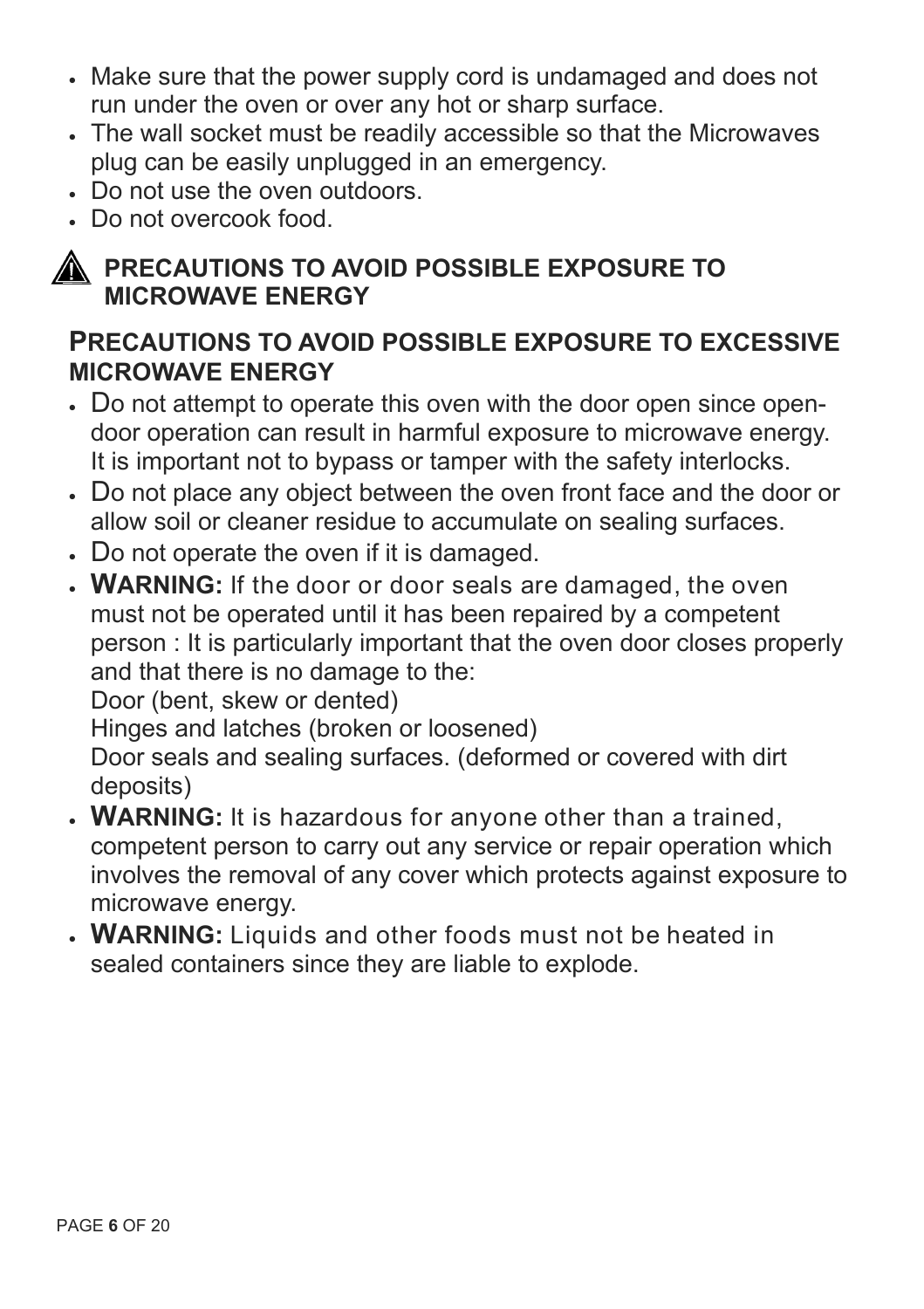- Make sure that the power supply cord is undamaged and does not run under the oven or over any hot or sharp surface.
- The wall socket must be readily accessible so that the Microwaves plug can be easily unplugged in an emergency.
- Do not use the oven outdoors.
- Do not overcook food.

## PRECAUTIONS TO AVOID POSSIBLE EXPOSURE TO MICROWAVE ENERGY

### PRECAUTIONS TO AVOID POSSIBLE EXPOSURE TO EXCESSIVE MICROWAVE ENERGY

- Do not attempt to operate this oven with the door open since open-door operation can result in harmful exposure to microwave energy. It is important not to bypass or tamper with the safety interlocks.
- Do not place any object between the oven front face and the door or allow soil or cleaner residue to accumulate on sealing surfaces.
- Do not operate the oven if it is damaged.
- **WARNING:** If the door or door seals are damaged, the oven must not be operated until it has been repaired by a competent person : It is particularly important that the oven door closes properly and that there is no damage to the:
  Door (bent, skew or dented)
  Hinges and latches (broken or loosened)
  Door seals and sealing surfaces. (deformed or covered with dirt deposits)
- **WARNING:** It is hazardous for anyone other than a trained, competent person to carry out any service or repair operation which involves the removal of any cover which protects against exposure to microwave energy.
- **WARNING:** Liquids and other foods must not be heated in sealed containers since they are liable to explode.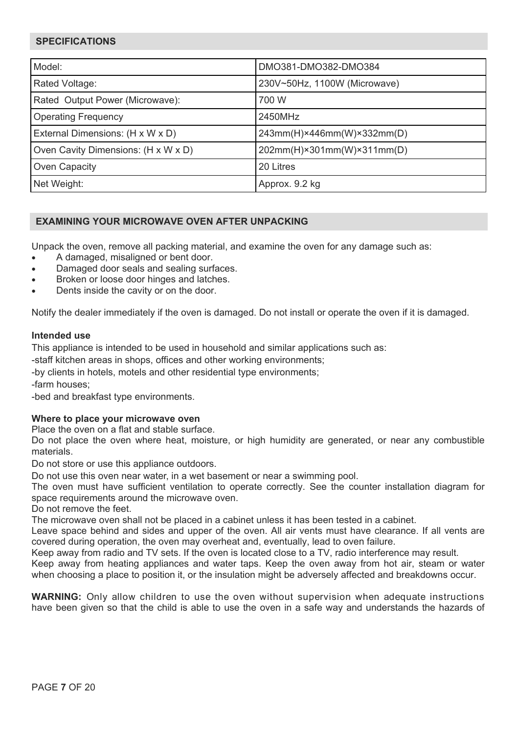## SPECIFICATIONS

| Model: | DMO381-DMO382-DMO384 |
|---|---|
| Rated Voltage: | 230V~50Hz, 1100W (Microwave) |
| Rated Output Power (Microwave): | 700 W |
| Operating Frequency | 2450MHz |
| External Dimensions: (H x W x D) | 243mm(H)×446mm(W)×332mm(D) |
| Oven Cavity Dimensions: (H x W x D) | 202mm(H)×301mm(W)×311mm(D) |
| Oven Capacity | 20 Litres |
| Net Weight: | Approx. 9.2 kg |

## EXAMINING YOUR MICROWAVE OVEN AFTER UNPACKING

Unpack the oven, remove all packing material, and examine the oven for any damage such as:

- A damaged, misaligned or bent door.
- Damaged door seals and sealing surfaces.
- Broken or loose door hinges and latches.
- Dents inside the cavity or on the door.

Notify the dealer immediately if the oven is damaged. Do not install or operate the oven if it is damaged.

**Intended use**

This appliance is intended to be used in household and similar applications such as:

-staff kitchen areas in shops, offices and other working environments;

-by clients in hotels, motels and other residential type environments;

-farm houses;

-bed and breakfast type environments.

**Where to place your microwave oven**

Place the oven on a flat and stable surface.

Do not place the oven where heat, moisture, or high humidity are generated, or near any combustible materials.

Do not store or use this appliance outdoors.

Do not use this oven near water, in a wet basement or near a swimming pool.

The oven must have sufficient ventilation to operate correctly. See the counter installation diagram for space requirements around the microwave oven.

Do not remove the feet.

The microwave oven shall not be placed in a cabinet unless it has been tested in a cabinet.

Leave space behind and sides and upper of the oven. All air vents must have clearance. If all vents are covered during operation, the oven may overheat and, eventually, lead to oven failure.

Keep away from radio and TV sets. If the oven is located close to a TV, radio interference may result.

Keep away from heating appliances and water taps. Keep the oven away from hot air, steam or water when choosing a place to position it, or the insulation might be adversely affected and breakdowns occur.

**WARNING:** Only allow children to use the oven without supervision when adequate instructions have been given so that the child is able to use the oven in a safe way and understands the hazards of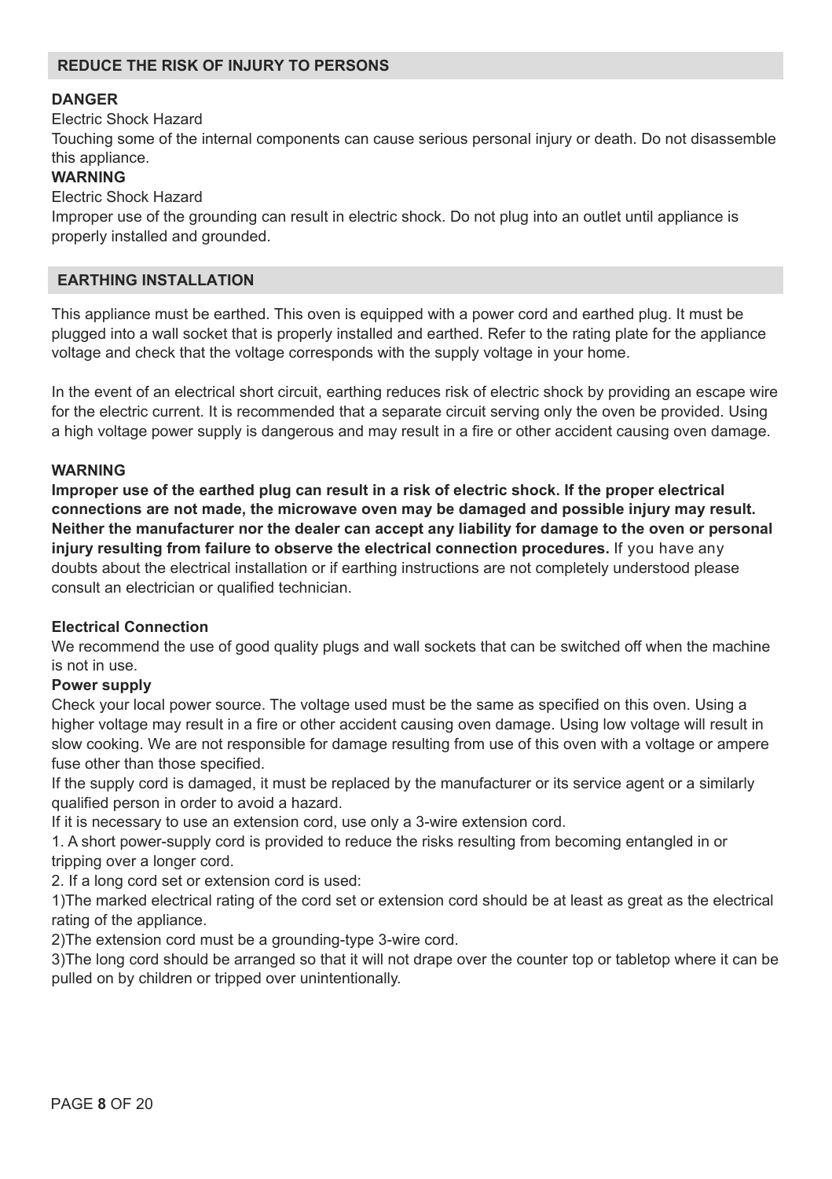## REDUCE THE RISK OF INJURY TO PERSONS

**DANGER**

Electric Shock Hazard

Touching some of the internal components can cause serious personal injury or death. Do not disassemble this appliance.

**WARNING**

Electric Shock Hazard

Improper use of the grounding can result in electric shock. Do not plug into an outlet until appliance is properly installed and grounded.

## EARTHING INSTALLATION

This appliance must be earthed. This oven is equipped with a power cord and earthed plug. It must be plugged into a wall socket that is properly installed and earthed. Refer to the rating plate for the appliance voltage and check that the voltage corresponds with the supply voltage in your home.

In the event of an electrical short circuit, earthing reduces risk of electric shock by providing an escape wire for the electric current. It is recommended that a separate circuit serving only the oven be provided. Using a high voltage power supply is dangerous and may result in a fire or other accident causing oven damage.

**WARNING**

**Improper use of the earthed plug can result in a risk of electric shock. If the proper electrical connections are not made, the microwave oven may be damaged and possible injury may result. Neither the manufacturer nor the dealer can accept any liability for damage to the oven or personal injury resulting from failure to observe the electrical connection procedures.** If you have any doubts about the electrical installation or if earthing instructions are not completely understood please consult an electrician or qualified technician.

**Electrical Connection**

We recommend the use of good quality plugs and wall sockets that can be switched off when the machine is not in use.

**Power supply**

Check your local power source. The voltage used must be the same as specified on this oven. Using a higher voltage may result in a fire or other accident causing oven damage. Using low voltage will result in slow cooking. We are not responsible for damage resulting from use of this oven with a voltage or ampere fuse other than those specified.

If the supply cord is damaged, it must be replaced by the manufacturer or its service agent or a similarly qualified person in order to avoid a hazard.

If it is necessary to use an extension cord, use only a 3-wire extension cord.

1. A short power-supply cord is provided to reduce the risks resulting from becoming entangled in or tripping over a longer cord.

2. If a long cord set or extension cord is used:

1)The marked electrical rating of the cord set or extension cord should be at least as great as the electrical rating of the appliance.

2)The extension cord must be a grounding-type 3-wire cord.

3)The long cord should be arranged so that it will not drape over the counter top or tabletop where it can be pulled on by children or tripped over unintentionally.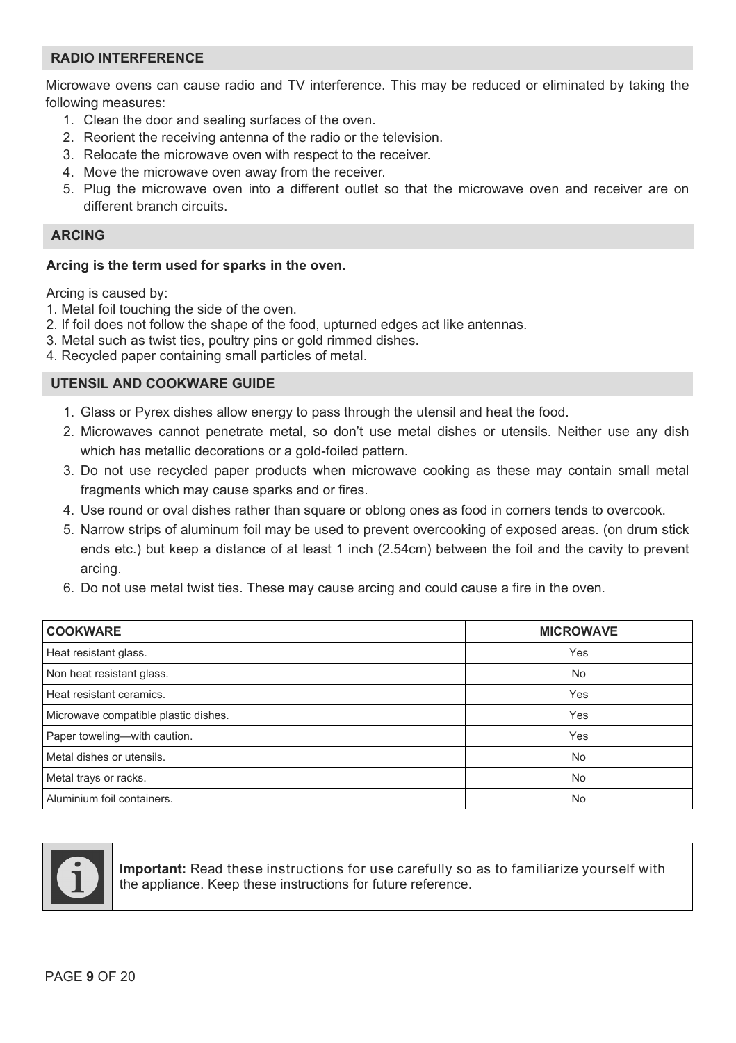## RADIO INTERFERENCE

Microwave ovens can cause radio and TV interference. This may be reduced or eliminated by taking the following measures:

1. Clean the door and sealing surfaces of the oven.
2. Reorient the receiving antenna of the radio or the television.
3. Relocate the microwave oven with respect to the receiver.
4. Move the microwave oven away from the receiver.
5. Plug the microwave oven into a different outlet so that the microwave oven and receiver are on different branch circuits.

## ARCING

**Arcing is the term used for sparks in the oven.**

Arcing is caused by:

1. Metal foil touching the side of the oven.
2. If foil does not follow the shape of the food, upturned edges act like antennas.
3. Metal such as twist ties, poultry pins or gold rimmed dishes.
4. Recycled paper containing small particles of metal.

## UTENSIL AND COOKWARE GUIDE

1. Glass or Pyrex dishes allow energy to pass through the utensil and heat the food.
2. Microwaves cannot penetrate metal, so don't use metal dishes or utensils. Neither use any dish which has metallic decorations or a gold-foiled pattern.
3. Do not use recycled paper products when microwave cooking as these may contain small metal fragments which may cause sparks and or fires.
4. Use round or oval dishes rather than square or oblong ones as food in corners tends to overcook.
5. Narrow strips of aluminum foil may be used to prevent overcooking of exposed areas. (on drum stick ends etc.) but keep a distance of at least 1 inch (2.54cm) between the foil and the cavity to prevent arcing.
6. Do not use metal twist ties. These may cause arcing and could cause a fire in the oven.

| COOKWARE | MICROWAVE |
| --- | --- |
| Heat resistant glass. | Yes |
| Non heat resistant glass. | No |
| Heat resistant ceramics. | Yes |
| Microwave compatible plastic dishes. | Yes |
| Paper toweling—with caution. | Yes |
| Metal dishes or utensils. | No |
| Metal trays or racks. | No |
| Aluminium foil containers. | No |

**Important:** Read these instructions for use carefully so as to familiarize yourself with the appliance. Keep these instructions for future reference.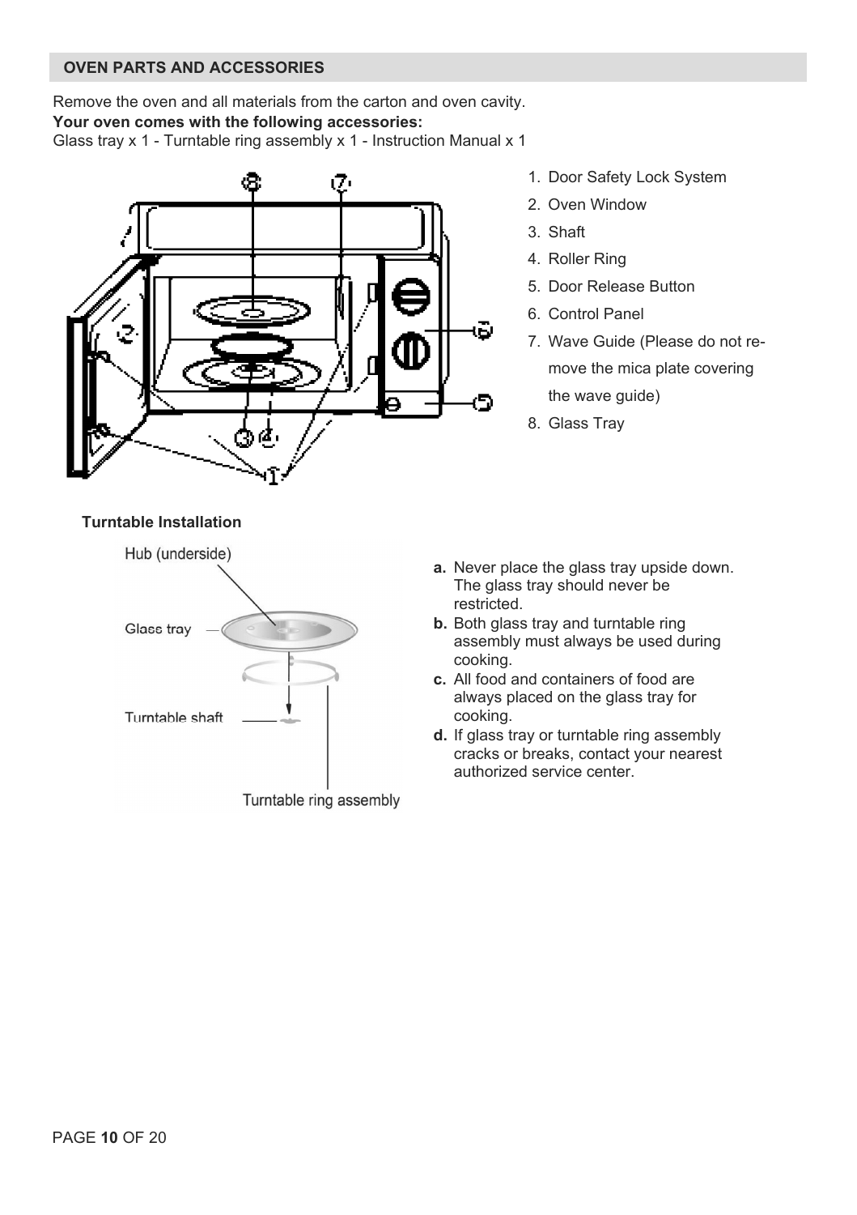## OVEN PARTS AND ACCESSORIES

Remove the oven and all materials from the carton and oven cavity.

**Your oven comes with the following accessories:**

Glass tray x 1 - Turntable ring assembly x 1 - Instruction Manual x 1

1. Door Safety Lock System
2. Oven Window
3. Shaft
4. Roller Ring
5. Door Release Button
6. Control Panel
7. Wave Guide (Please do not remove the mica plate covering the wave guide)
8. Glass Tray

**Turntable Installation**

Hub (underside)

Glass tray

Turntable shaft

Turntable ring assembly

**a.** Never place the glass tray upside down. The glass tray should never be restricted.

**b.** Both glass tray and turntable ring assembly must always be used during cooking.

**c.** All food and containers of food are always placed on the glass tray for cooking.

**d.** If glass tray or turntable ring assembly cracks or breaks, contact your nearest authorized service center.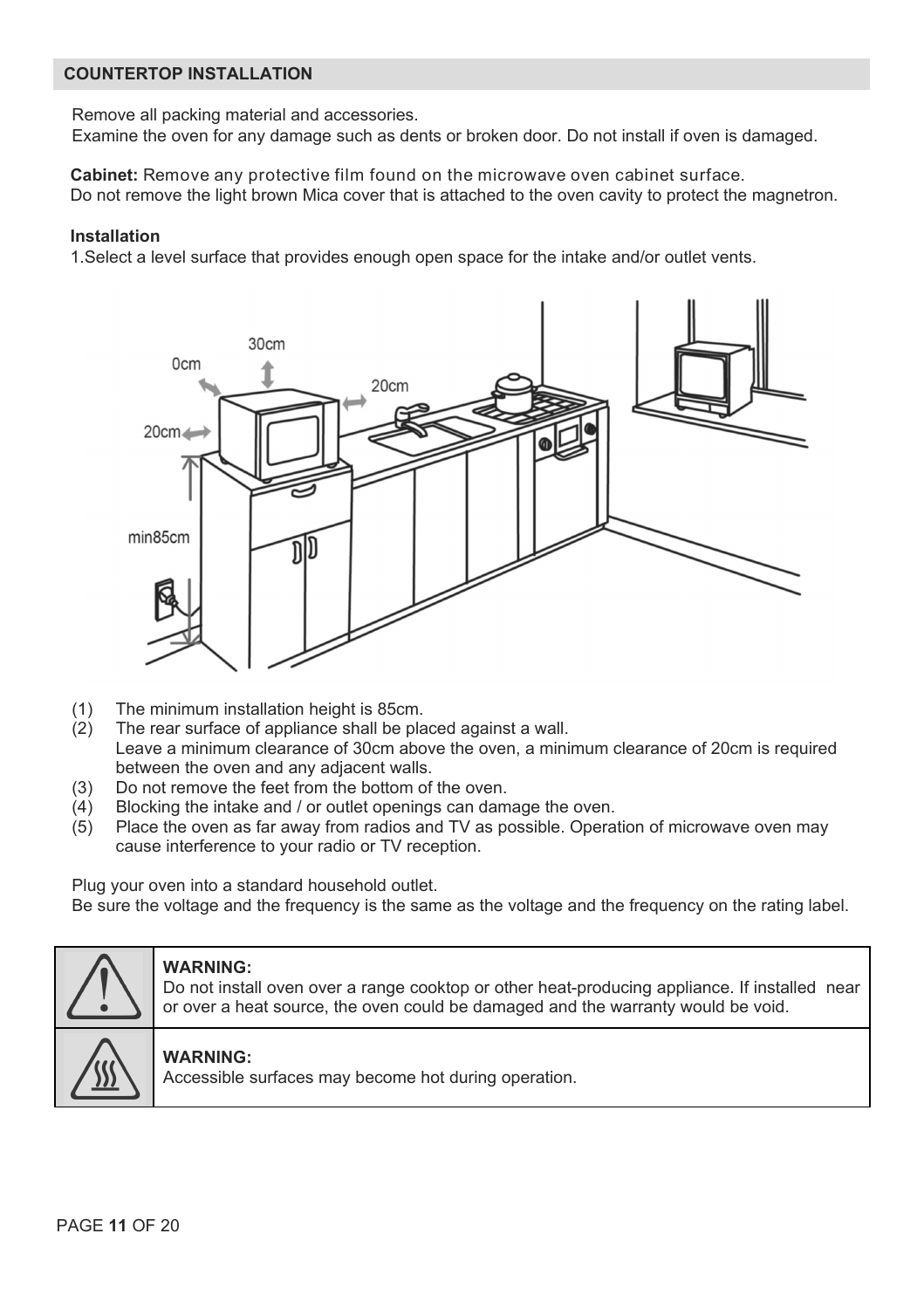## COUNTERTOP INSTALLATION

Remove all packing material and accessories.
Examine the oven for any damage such as dents or broken door. Do not install if oven is damaged.

**Cabinet:** Remove any protective film found on the microwave oven cabinet surface.
Do not remove the light brown Mica cover that is attached to the oven cavity to protect the magnetron.

**Installation**

1.Select a level surface that provides enough open space for the intake and/or outlet vents.

(1) The minimum installation height is 85cm.
(2) The rear surface of appliance shall be placed against a wall.
Leave a minimum clearance of 30cm above the oven, a minimum clearance of 20cm is required between the oven and any adjacent walls.
(3) Do not remove the feet from the bottom of the oven.
(4) Blocking the intake and / or outlet openings can damage the oven.
(5) Place the oven as far away from radios and TV as possible. Operation of microwave oven may cause interference to your radio or TV reception.

Plug your oven into a standard household outlet.
Be sure the voltage and the frequency is the same as the voltage and the frequency on the rating label.

**WARNING:**
Do not install oven over a range cooktop or other heat-producing appliance. If installed near or over a heat source, the oven could be damaged and the warranty would be void.

**WARNING:**
Accessible surfaces may become hot during operation.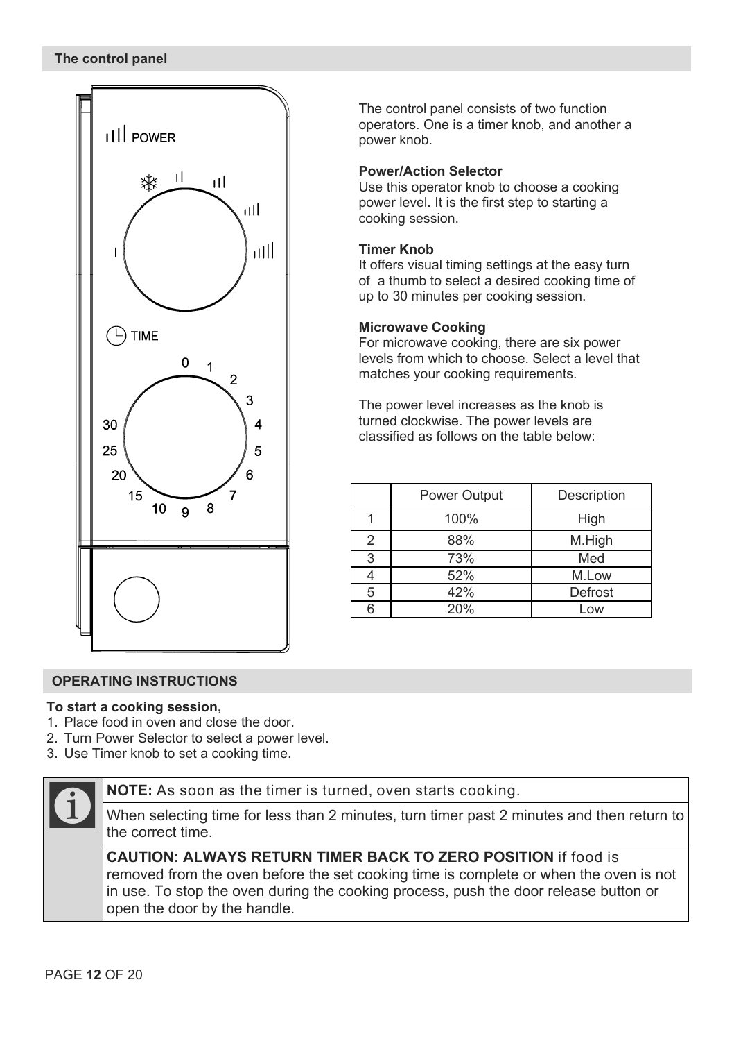## The control panel

The control panel consists of two function operators. One is a timer knob, and another a power knob.

**Power/Action Selector**
Use this operator knob to choose a cooking power level. It is the first step to starting a cooking session.

**Timer Knob**
It offers visual timing settings at the easy turn of a thumb to select a desired cooking time of up to 30 minutes per cooking session.

**Microwave Cooking**
For microwave cooking, there are six power levels from which to choose. Select a level that matches your cooking requirements.

The power level increases as the knob is turned clockwise. The power levels are classified as follows on the table below:

| | Power Output | Description |
|---|---|---|
| 1 | 100% | High |
| 2 | 88% | M.High |
| 3 | 73% | Med |
| 4 | 52% | M.Low |
| 5 | 42% | Defrost |
| 6 | 20% | Low |

## OPERATING INSTRUCTIONS

**To start a cooking session,**

1. Place food in oven and close the door.
2. Turn Power Selector to select a power level.
3. Use Timer knob to set a cooking time.

**NOTE:** As soon as the timer is turned, oven starts cooking.

When selecting time for less than 2 minutes, turn timer past 2 minutes and then return to the correct time.

**CAUTION: ALWAYS RETURN TIMER BACK TO ZERO POSITION** if food is removed from the oven before the set cooking time is complete or when the oven is not in use. To stop the oven during the cooking process, push the door release button or open the door by the handle.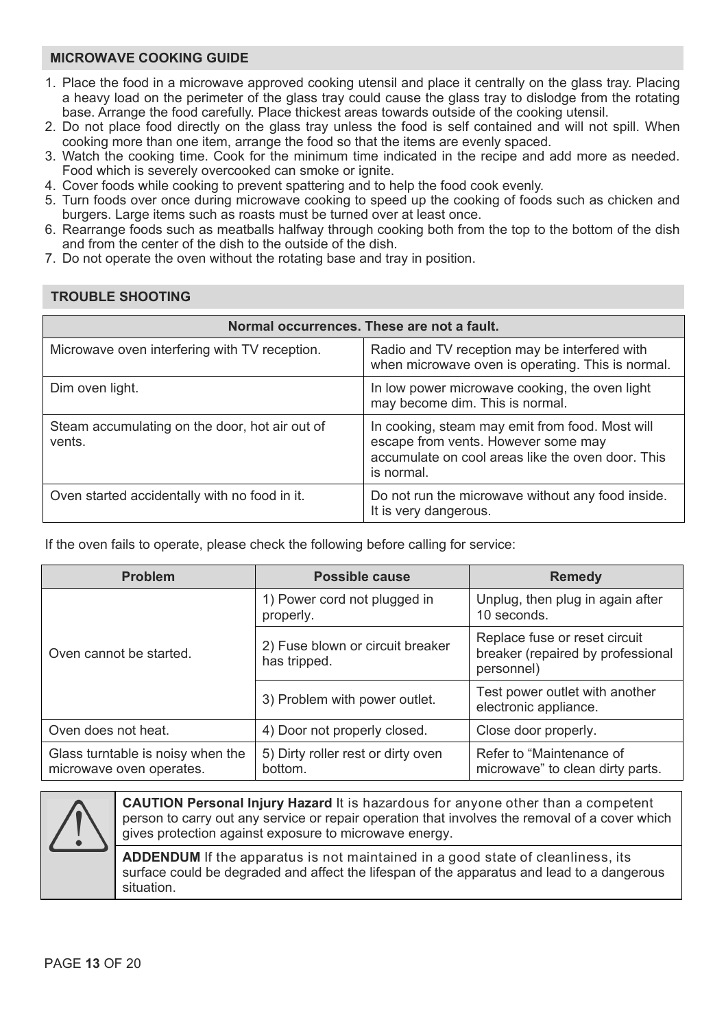## MICROWAVE COOKING GUIDE

1. Place the food in a microwave approved cooking utensil and place it centrally on the glass tray. Placing a heavy load on the perimeter of the glass tray could cause the glass tray to dislodge from the rotating base. Arrange the food carefully. Place thickest areas towards outside of the cooking utensil.
2. Do not place food directly on the glass tray unless the food is self contained and will not spill. When cooking more than one item, arrange the food so that the items are evenly spaced.
3. Watch the cooking time. Cook for the minimum time indicated in the recipe and add more as needed. Food which is severely overcooked can smoke or ignite.
4. Cover foods while cooking to prevent spattering and to help the food cook evenly.
5. Turn foods over once during microwave cooking to speed up the cooking of foods such as chicken and burgers. Large items such as roasts must be turned over at least once.
6. Rearrange foods such as meatballs halfway through cooking both from the top to the bottom of the dish and from the center of the dish to the outside of the dish.
7. Do not operate the oven without the rotating base and tray in position.

## TROUBLE SHOOTING

| Normal occurrences. These are not a fault. | |
|---|---|
| Microwave oven interfering with TV reception. | Radio and TV reception may be interfered with when microwave oven is operating. This is normal. |
| Dim oven light. | In low power microwave cooking, the oven light may become dim. This is normal. |
| Steam accumulating on the door, hot air out of vents. | In cooking, steam may emit from food. Most will escape from vents. However some may accumulate on cool areas like the oven door. This is normal. |
| Oven started accidentally with no food in it. | Do not run the microwave without any food inside. It is very dangerous. |

If the oven fails to operate, please check the following before calling for service:

| Problem | Possible cause | Remedy |
|---|---|---|
| Oven cannot be started. | 1) Power cord not plugged in properly. | Unplug, then plug in again after 10 seconds. |
| | 2) Fuse blown or circuit breaker has tripped. | Replace fuse or reset circuit breaker (repaired by professional personnel) |
| | 3) Problem with power outlet. | Test power outlet with another electronic appliance. |
| Oven does not heat. | 4) Door not properly closed. | Close door properly. |
| Glass turntable is noisy when the microwave oven operates. | 5) Dirty roller rest or dirty oven bottom. | Refer to “Maintenance of microwave” to clean dirty parts. |

⚠ **CAUTION Personal Injury Hazard** It is hazardous for anyone other than a competent person to carry out any service or repair operation that involves the removal of a cover which gives protection against exposure to microwave energy.

**ADDENDUM** If the apparatus is not maintained in a good state of cleanliness, its surface could be degraded and affect the lifespan of the apparatus and lead to a dangerous situation.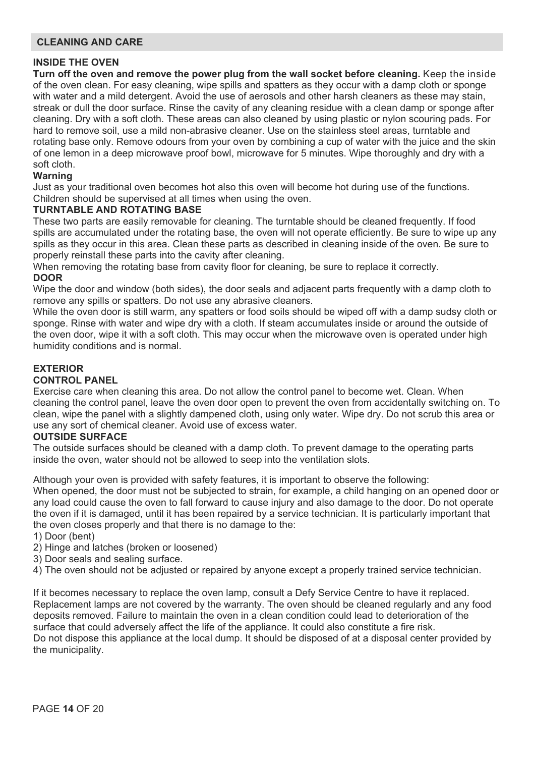## CLEANING AND CARE

### INSIDE THE OVEN

**Turn off the oven and remove the power plug from the wall socket before cleaning.** Keep the inside of the oven clean. For easy cleaning, wipe spills and spatters as they occur with a damp cloth or sponge with water and a mild detergent. Avoid the use of aerosols and other harsh cleaners as these may stain, streak or dull the door surface. Rinse the cavity of any cleaning residue with a clean damp or sponge after cleaning. Dry with a soft cloth. These areas can also cleaned by using plastic or nylon scouring pads. For hard to remove soil, use a mild non-abrasive cleaner. Use on the stainless steel areas, turntable and rotating base only. Remove odours from your oven by combining a cup of water with the juice and the skin of one lemon in a deep microwave proof bowl, microwave for 5 minutes. Wipe thoroughly and dry with a soft cloth.

**Warning**

Just as your traditional oven becomes hot also this oven will become hot during use of the functions. Children should be supervised at all times when using the oven.

### TURNTABLE AND ROTATING BASE

These two parts are easily removable for cleaning. The turntable should be cleaned frequently. If food spills are accumulated under the rotating base, the oven will not operate efficiently. Be sure to wipe up any spills as they occur in this area. Clean these parts as described in cleaning inside of the oven. Be sure to properly reinstall these parts into the cavity after cleaning.

When removing the rotating base from cavity floor for cleaning, be sure to replace it correctly.

### DOOR

Wipe the door and window (both sides), the door seals and adjacent parts frequently with a damp cloth to remove any spills or spatters. Do not use any abrasive cleaners.

While the oven door is still warm, any spatters or food soils should be wiped off with a damp sudsy cloth or sponge. Rinse with water and wipe dry with a cloth. If steam accumulates inside or around the outside of the oven door, wipe it with a soft cloth. This may occur when the microwave oven is operated under high humidity conditions and is normal.

### EXTERIOR

### CONTROL PANEL

Exercise care when cleaning this area. Do not allow the control panel to become wet. Clean. When cleaning the control panel, leave the oven door open to prevent the oven from accidentally switching on. To clean, wipe the panel with a slightly dampened cloth, using only water. Wipe dry. Do not scrub this area or use any sort of chemical cleaner. Avoid use of excess water.

### OUTSIDE SURFACE

The outside surfaces should be cleaned with a damp cloth. To prevent damage to the operating parts inside the oven, water should not be allowed to seep into the ventilation slots.

Although your oven is provided with safety features, it is important to observe the following:

When opened, the door must not be subjected to strain, for example, a child hanging on an opened door or any load could cause the oven to fall forward to cause injury and also damage to the door. Do not operate the oven if it is damaged, until it has been repaired by a service technician. It is particularly important that the oven closes properly and that there is no damage to the:

1) Door (bent)
2) Hinge and latches (broken or loosened)
3) Door seals and sealing surface.
4) The oven should not be adjusted or repaired by anyone except a properly trained service technician.

If it becomes necessary to replace the oven lamp, consult a Defy Service Centre to have it replaced. Replacement lamps are not covered by the warranty. The oven should be cleaned regularly and any food deposits removed. Failure to maintain the oven in a clean condition could lead to deterioration of the surface that could adversely affect the life of the appliance. It could also constitute a fire risk.

Do not dispose this appliance at the local dump. It should be disposed of at a disposal center provided by the municipality.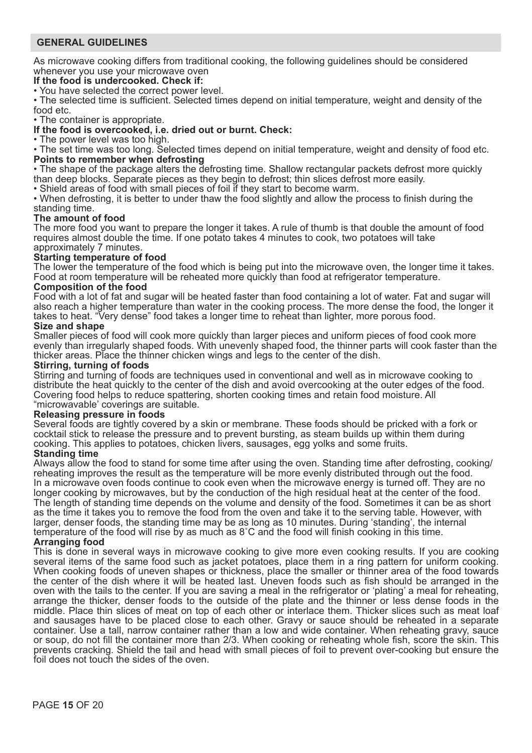## GENERAL GUIDELINES

As microwave cooking differs from traditional cooking, the following guidelines should be considered whenever you use your microwave oven

**If the food is undercooked. Check if:**

- You have selected the correct power level.
- The selected time is sufficient. Selected times depend on initial temperature, weight and density of the food etc.
- The container is appropriate.

**If the food is overcooked, i.e. dried out or burnt. Check:**

- The power level was too high.
- The set time was too long. Selected times depend on initial temperature, weight and density of food etc.

**Points to remember when defrosting**

- The shape of the package alters the defrosting time. Shallow rectangular packets defrost more quickly than deep blocks. Separate pieces as they begin to defrost; thin slices defrost more easily.
- Shield areas of food with small pieces of foil if they start to become warm.
- When defrosting, it is better to under thaw the food slightly and allow the process to finish during the standing time.

**The amount of food**

The more food you want to prepare the longer it takes. A rule of thumb is that double the amount of food requires almost double the time. If one potato takes 4 minutes to cook, two potatoes will take approximately 7 minutes.

**Starting temperature of food**

The lower the temperature of the food which is being put into the microwave oven, the longer time it takes. Food at room temperature will be reheated more quickly than food at refrigerator temperature.

**Composition of the food**

Food with a lot of fat and sugar will be heated faster than food containing a lot of water. Fat and sugar will also reach a higher temperature than water in the cooking process. The more dense the food, the longer it takes to heat. "Very dense" food takes a longer time to reheat than lighter, more porous food.

**Size and shape**

Smaller pieces of food will cook more quickly than larger pieces and uniform pieces of food cook more evenly than irregularly shaped foods. With unevenly shaped food, the thinner parts will cook faster than the thicker areas. Place the thinner chicken wings and legs to the center of the dish.

**Stirring, turning of foods**

Stirring and turning of foods are techniques used in conventional and well as in microwave cooking to distribute the heat quickly to the center of the dish and avoid overcooking at the outer edges of the food. Covering food helps to reduce spattering, shorten cooking times and retain food moisture. All "microwavable' coverings are suitable.

**Releasing pressure in foods**

Several foods are tightly covered by a skin or membrane. These foods should be pricked with a fork or cocktail stick to release the pressure and to prevent bursting, as steam builds up within them during cooking. This applies to potatoes, chicken livers, sausages, egg yolks and some fruits.

**Standing time**

Always allow the food to stand for some time after using the oven. Standing time after defrosting, cooking/ reheating improves the result as the temperature will be more evenly distributed through out the food. In a microwave oven foods continue to cook even when the microwave energy is turned off. They are no longer cooking by microwaves, but by the conduction of the high residual heat at the center of the food. The length of standing time depends on the volume and density of the food. Sometimes it can be as short as the time it takes you to remove the food from the oven and take it to the serving table. However, with larger, denser foods, the standing time may be as long as 10 minutes. During 'standing', the internal temperature of the food will rise by as much as 8˚C and the food will finish cooking in this time.

**Arranging food**

This is done in several ways in microwave cooking to give more even cooking results. If you are cooking several items of the same food such as jacket potatoes, place them in a ring pattern for uniform cooking. When cooking foods of uneven shapes or thickness, place the smaller or thinner area of the food towards the center of the dish where it will be heated last. Uneven foods such as fish should be arranged in the oven with the tails to the center. If you are saving a meal in the refrigerator or 'plating' a meal for reheating, arrange the thicker, denser foods to the outside of the plate and the thinner or less dense foods in the middle. Place thin slices of meat on top of each other or interlace them. Thicker slices such as meat loaf and sausages have to be placed close to each other. Gravy or sauce should be reheated in a separate container. Use a tall, narrow container rather than a low and wide container. When reheating gravy, sauce or soup, do not fill the container more than 2/3. When cooking or reheating whole fish, score the skin. This prevents cracking. Shield the tail and head with small pieces of foil to prevent over-cooking but ensure the foil does not touch the sides of the oven.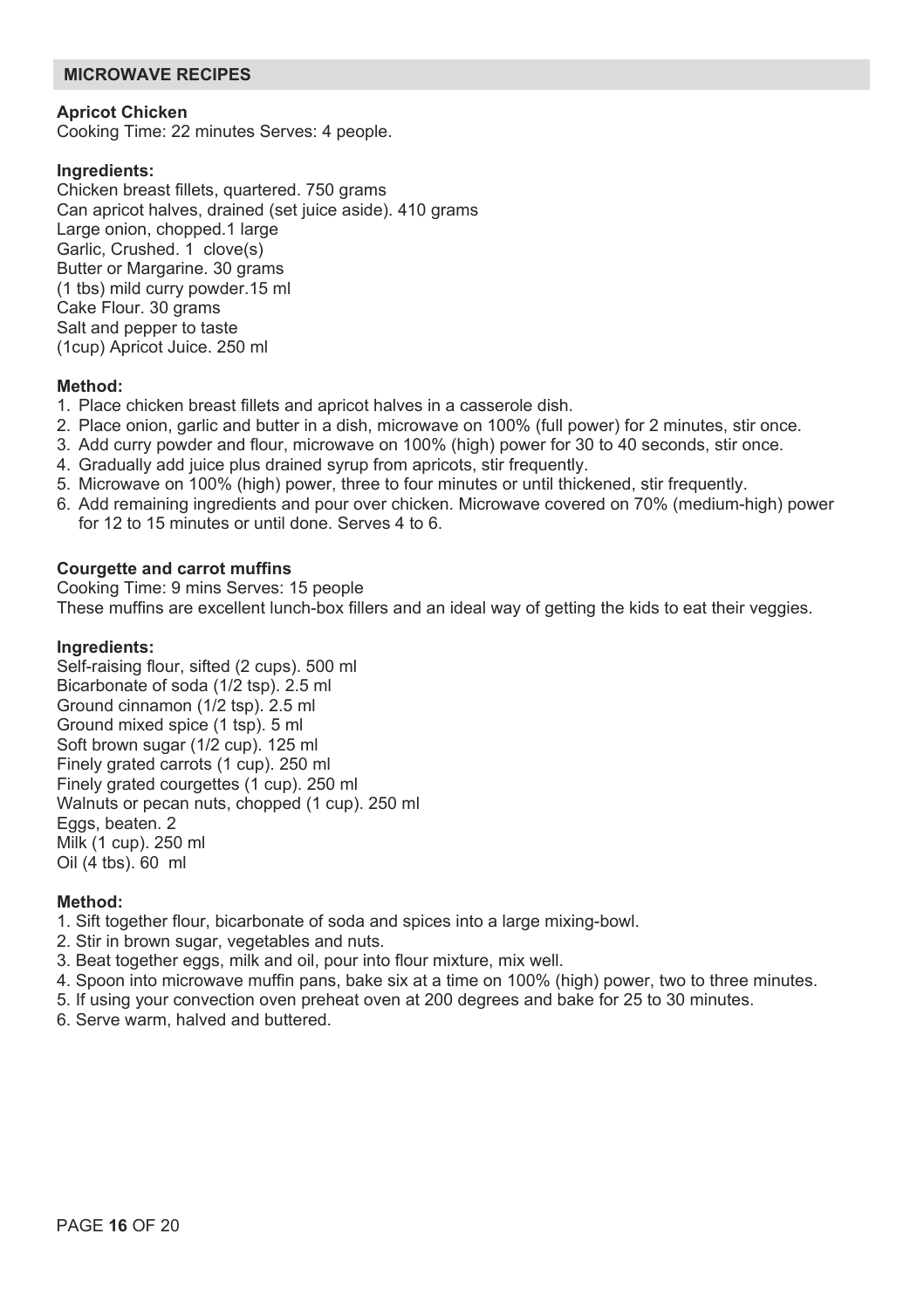## MICROWAVE RECIPES

**Apricot Chicken**
Cooking Time: 22 minutes Serves: 4 people.

**Ingredients:**
Chicken breast fillets, quartered. 750 grams
Can apricot halves, drained (set juice aside). 410 grams
Large onion, chopped.1 large
Garlic, Crushed. 1 clove(s)
Butter or Margarine. 30 grams
(1 tbs) mild curry powder.15 ml
Cake Flour. 30 grams
Salt and pepper to taste
(1cup) Apricot Juice. 250 ml

**Method:**

1. Place chicken breast fillets and apricot halves in a casserole dish.
2. Place onion, garlic and butter in a dish, microwave on 100% (full power) for 2 minutes, stir once.
3. Add curry powder and flour, microwave on 100% (high) power for 30 to 40 seconds, stir once.
4. Gradually add juice plus drained syrup from apricots, stir frequently.
5. Microwave on 100% (high) power, three to four minutes or until thickened, stir frequently.
6. Add remaining ingredients and pour over chicken. Microwave covered on 70% (medium-high) power for 12 to 15 minutes or until done. Serves 4 to 6.

**Courgette and carrot muffins**
Cooking Time: 9 mins Serves: 15 people
These muffins are excellent lunch-box fillers and an ideal way of getting the kids to eat their veggies.

**Ingredients:**
Self-raising flour, sifted (2 cups). 500 ml
Bicarbonate of soda (1/2 tsp). 2.5 ml
Ground cinnamon (1/2 tsp). 2.5 ml
Ground mixed spice (1 tsp). 5 ml
Soft brown sugar (1/2 cup). 125 ml
Finely grated carrots (1 cup). 250 ml
Finely grated courgettes (1 cup). 250 ml
Walnuts or pecan nuts, chopped (1 cup). 250 ml
Eggs, beaten. 2
Milk (1 cup). 250 ml
Oil (4 tbs). 60 ml

**Method:**

1. Sift together flour, bicarbonate of soda and spices into a large mixing-bowl.
2. Stir in brown sugar, vegetables and nuts.
3. Beat together eggs, milk and oil, pour into flour mixture, mix well.
4. Spoon into microwave muffin pans, bake six at a time on 100% (high) power, two to three minutes.
5. If using your convection oven preheat oven at 200 degrees and bake for 25 to 30 minutes.
6. Serve warm, halved and buttered.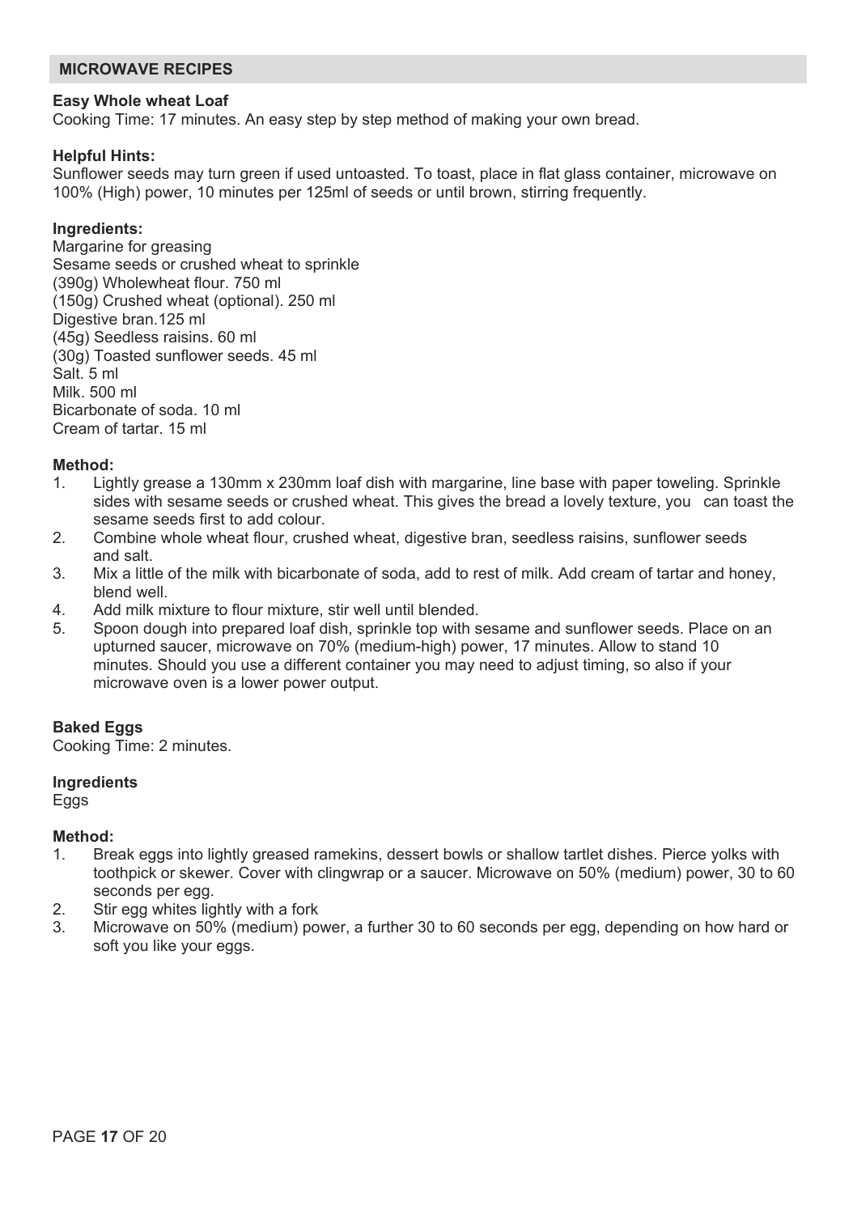## MICROWAVE RECIPES

**Easy Whole wheat Loaf**

Cooking Time: 17 minutes. An easy step by step method of making your own bread.

**Helpful Hints:**

Sunflower seeds may turn green if used untoasted. To toast, place in flat glass container, microwave on 100% (High) power, 10 minutes per 125ml of seeds or until brown, stirring frequently.

**Ingredients:**

Margarine for greasing
Sesame seeds or crushed wheat to sprinkle
(390g) Wholewheat flour. 750 ml
(150g) Crushed wheat (optional). 250 ml
Digestive bran.125 ml
(45g) Seedless raisins. 60 ml
(30g) Toasted sunflower seeds. 45 ml
Salt. 5 ml
Milk. 500 ml
Bicarbonate of soda. 10 ml
Cream of tartar. 15 ml

**Method:**

1. Lightly grease a 130mm x 230mm loaf dish with margarine, line base with paper toweling. Sprinkle sides with sesame seeds or crushed wheat. This gives the bread a lovely texture, you can toast the sesame seeds first to add colour.
2. Combine whole wheat flour, crushed wheat, digestive bran, seedless raisins, sunflower seeds and salt.
3. Mix a little of the milk with bicarbonate of soda, add to rest of milk. Add cream of tartar and honey, blend well.
4. Add milk mixture to flour mixture, stir well until blended.
5. Spoon dough into prepared loaf dish, sprinkle top with sesame and sunflower seeds. Place on an upturned saucer, microwave on 70% (medium-high) power, 17 minutes. Allow to stand 10 minutes. Should you use a different container you may need to adjust timing, so also if your microwave oven is a lower power output.

**Baked Eggs**

Cooking Time: 2 minutes.

**Ingredients**

Eggs

**Method:**

1. Break eggs into lightly greased ramekins, dessert bowls or shallow tartlet dishes. Pierce yolks with toothpick or skewer. Cover with clingwrap or a saucer. Microwave on 50% (medium) power, 30 to 60 seconds per egg.
2. Stir egg whites lightly with a fork
3. Microwave on 50% (medium) power, a further 30 to 60 seconds per egg, depending on how hard or soft you like your eggs.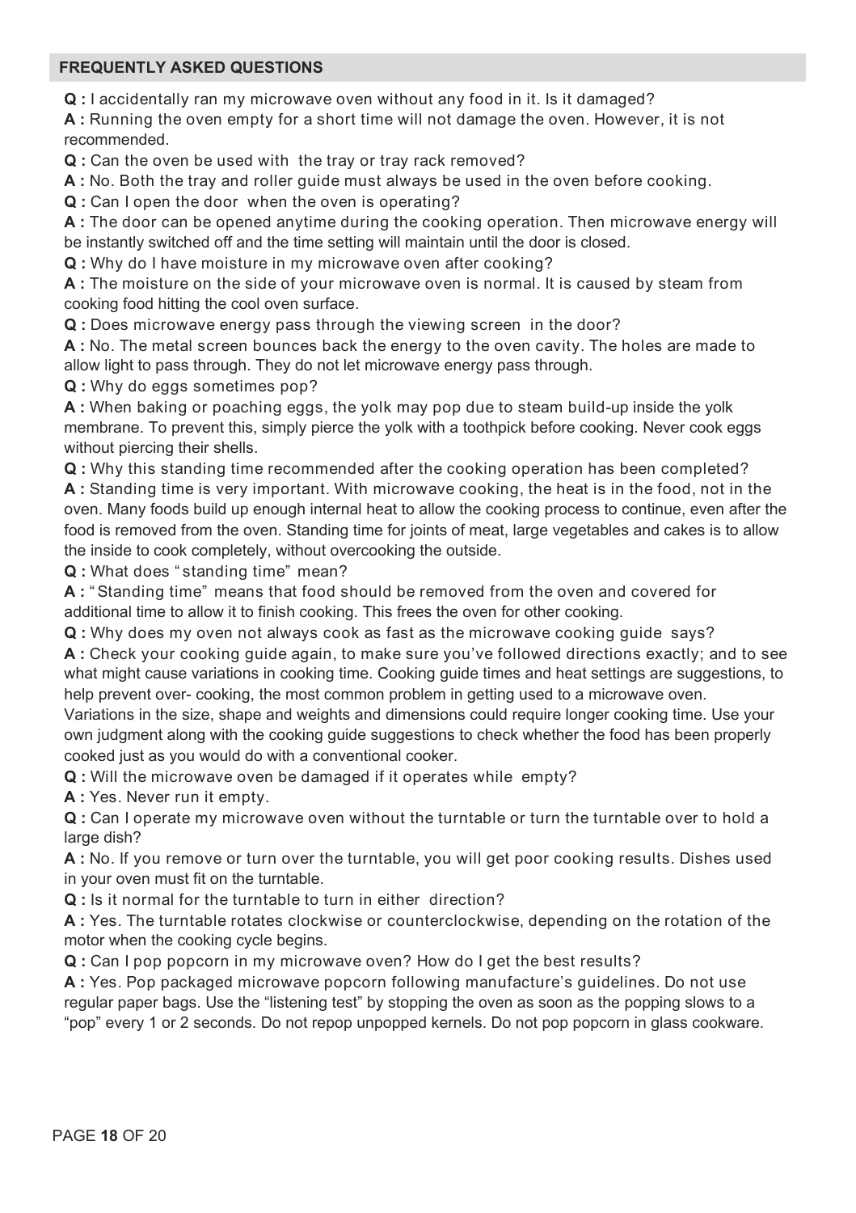## FREQUENTLY ASKED QUESTIONS

**Q :** I accidentally ran my microwave oven without any food in it. Is it damaged?

**A :** Running the oven empty for a short time will not damage the oven. However, it is not recommended.

**Q :** Can the oven be used with the tray or tray rack removed?

**A :** No. Both the tray and roller guide must always be used in the oven before cooking.

**Q :** Can I open the door when the oven is operating?

**A :** The door can be opened anytime during the cooking operation. Then microwave energy will be instantly switched off and the time setting will maintain until the door is closed.

**Q :** Why do I have moisture in my microwave oven after cooking?

**A :** The moisture on the side of your microwave oven is normal. It is caused by steam from cooking food hitting the cool oven surface.

**Q :** Does microwave energy pass through the viewing screen in the door?

**A :** No. The metal screen bounces back the energy to the oven cavity. The holes are made to allow light to pass through. They do not let microwave energy pass through.

**Q :** Why do eggs sometimes pop?

**A :** When baking or poaching eggs, the yolk may pop due to steam build-up inside the yolk membrane. To prevent this, simply pierce the yolk with a toothpick before cooking. Never cook eggs without piercing their shells.

**Q :** Why this standing time recommended after the cooking operation has been completed?

**A :** Standing time is very important. With microwave cooking, the heat is in the food, not in the oven. Many foods build up enough internal heat to allow the cooking process to continue, even after the food is removed from the oven. Standing time for joints of meat, large vegetables and cakes is to allow the inside to cook completely, without overcooking the outside.

**Q :** What does "standing time" mean?

**A :** "Standing time" means that food should be removed from the oven and covered for additional time to allow it to finish cooking. This frees the oven for other cooking.

**Q :** Why does my oven not always cook as fast as the microwave cooking guide says?

**A :** Check your cooking guide again, to make sure you've followed directions exactly; and to see what might cause variations in cooking time. Cooking guide times and heat settings are suggestions, to help prevent over- cooking, the most common problem in getting used to a microwave oven. Variations in the size, shape and weights and dimensions could require longer cooking time. Use your own judgment along with the cooking guide suggestions to check whether the food has been properly cooked just as you would do with a conventional cooker.

**Q :** Will the microwave oven be damaged if it operates while empty?

**A :** Yes. Never run it empty.

**Q :** Can I operate my microwave oven without the turntable or turn the turntable over to hold a large dish?

**A :** No. If you remove or turn over the turntable, you will get poor cooking results. Dishes used in your oven must fit on the turntable.

**Q :** Is it normal for the turntable to turn in either direction?

**A :** Yes. The turntable rotates clockwise or counterclockwise, depending on the rotation of the motor when the cooking cycle begins.

**Q :** Can I pop popcorn in my microwave oven? How do I get the best results?

**A :** Yes. Pop packaged microwave popcorn following manufacture's guidelines. Do not use regular paper bags. Use the "listening test" by stopping the oven as soon as the popping slows to a "pop" every 1 or 2 seconds. Do not repop unpopped kernels. Do not pop popcorn in glass cookware.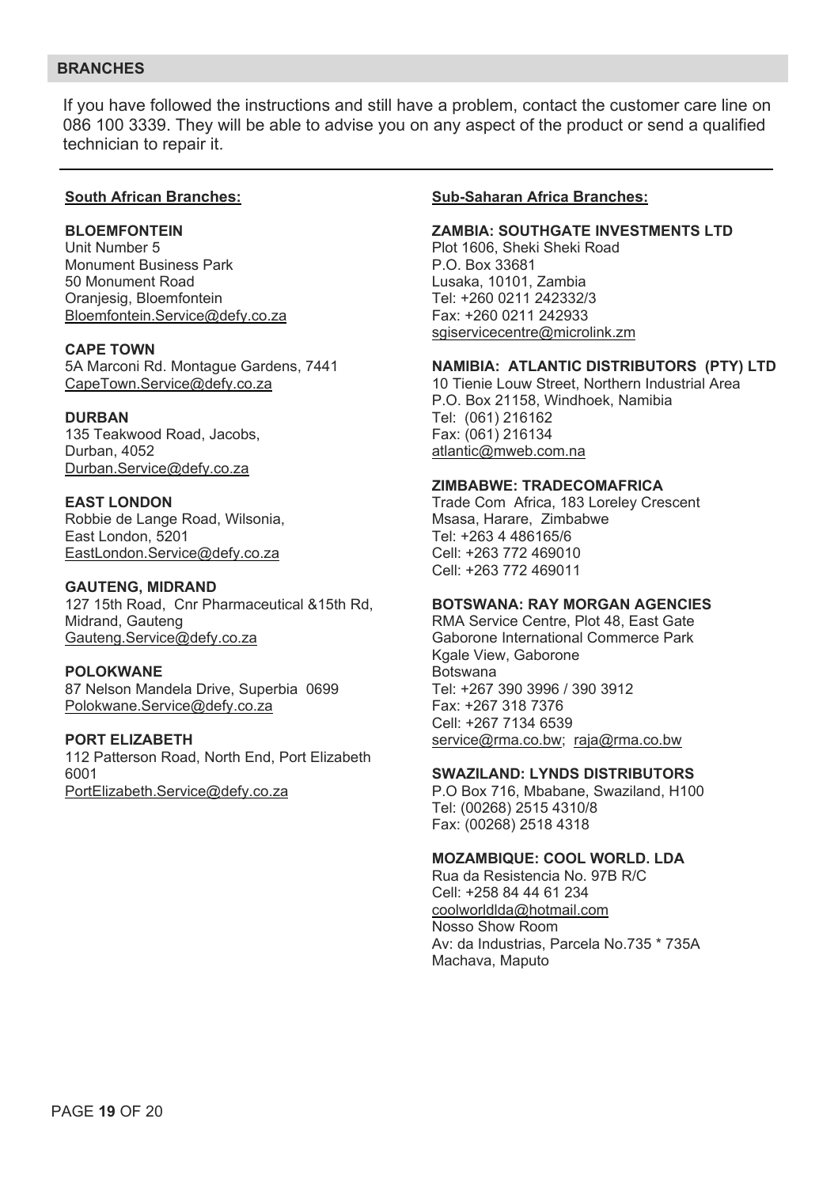## BRANCHES

If you have followed the instructions and still have a problem, contact the customer care line on 086 100 3339. They will be able to advise you on any aspect of the product or send a qualified technician to repair it.

---

### South African Branches:

**BLOEMFONTEIN**
Unit Number 5
Monument Business Park
50 Monument Road
Oranjesig, Bloemfontein
Bloemfontein.Service@defy.co.za

**CAPE TOWN**
5A Marconi Rd. Montague Gardens, 7441
CapeTown.Service@defy.co.za

**DURBAN**
135 Teakwood Road, Jacobs,
Durban, 4052
Durban.Service@defy.co.za

**EAST LONDON**
Robbie de Lange Road, Wilsonia,
East London, 5201
EastLondon.Service@defy.co.za

**GAUTENG, MIDRAND**
127 15th Road, Cnr Pharmaceutical &15th Rd,
Midrand, Gauteng
Gauteng.Service@defy.co.za

**POLOKWANE**
87 Nelson Mandela Drive, Superbia 0699
Polokwane.Service@defy.co.za

**PORT ELIZABETH**
112 Patterson Road, North End, Port Elizabeth
6001
PortElizabeth.Service@defy.co.za

### Sub-Saharan Africa Branches:

**ZAMBIA: SOUTHGATE INVESTMENTS LTD**
Plot 1606, Sheki Sheki Road
P.O. Box 33681
Lusaka, 10101, Zambia
Tel: +260 0211 242332/3
Fax: +260 0211 242933
sgiservicecentre@microlink.zm

**NAMIBIA: ATLANTIC DISTRIBUTORS (PTY) LTD**
10 Tienie Louw Street, Northern Industrial Area
P.O. Box 21158, Windhoek, Namibia
Tel: (061) 216162
Fax: (061) 216134
atlantic@mweb.com.na

**ZIMBABWE: TRADECOMAFRICA**
Trade Com Africa, 183 Loreley Crescent
Msasa, Harare, Zimbabwe
Tel: +263 4 486165/6
Cell: +263 772 469010
Cell: +263 772 469011

**BOTSWANA: RAY MORGAN AGENCIES**
RMA Service Centre, Plot 48, East Gate
Gaborone International Commerce Park
Kgale View, Gaborone
Botswana
Tel: +267 390 3996 / 390 3912
Fax: +267 318 7376
Cell: +267 7134 6539
service@rma.co.bw; raja@rma.co.bw

**SWAZILAND: LYNDS DISTRIBUTORS**
P.O Box 716, Mbabane, Swaziland, H100
Tel: (00268) 2515 4310/8
Fax: (00268) 2518 4318

**MOZAMBIQUE: COOL WORLD. LDA**
Rua da Resistencia No. 97B R/C
Cell: +258 84 44 61 234
coolworldlda@hotmail.com
Nosso Show Room
Av: da Industrias, Parcela No.735 * 735A
Machava, Maputo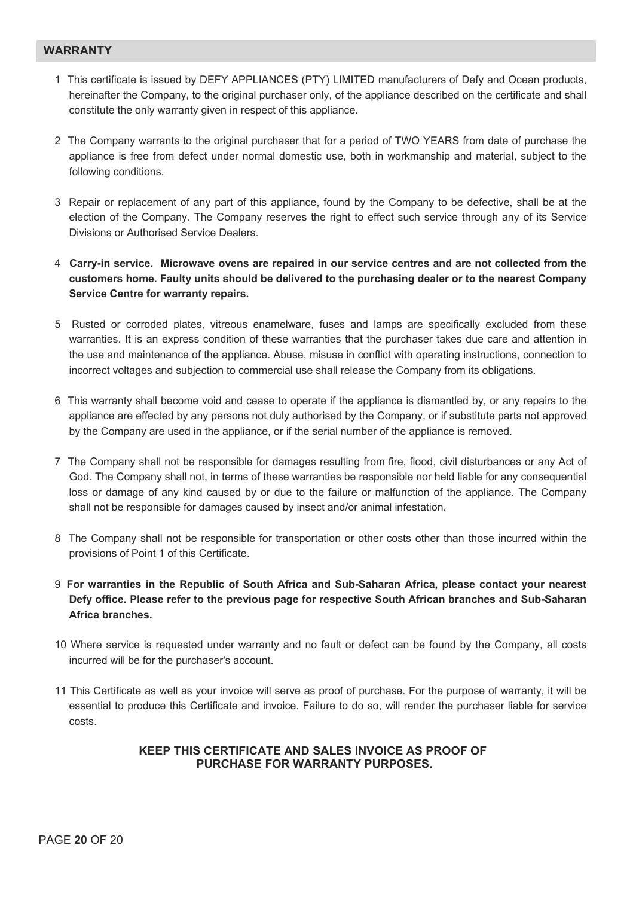## WARRANTY

1. This certificate is issued by DEFY APPLIANCES (PTY) LIMITED manufacturers of Defy and Ocean products, hereinafter the Company, to the original purchaser only, of the appliance described on the certificate and shall constitute the only warranty given in respect of this appliance.

2. The Company warrants to the original purchaser that for a period of TWO YEARS from date of purchase the appliance is free from defect under normal domestic use, both in workmanship and material, subject to the following conditions.

3. Repair or replacement of any part of this appliance, found by the Company to be defective, shall be at the election of the Company. The Company reserves the right to effect such service through any of its Service Divisions or Authorised Service Dealers.

4. **Carry-in service. Microwave ovens are repaired in our service centres and are not collected from the customers home. Faulty units should be delivered to the purchasing dealer or to the nearest Company Service Centre for warranty repairs.**

5. Rusted or corroded plates, vitreous enamelware, fuses and lamps are specifically excluded from these warranties. It is an express condition of these warranties that the purchaser takes due care and attention in the use and maintenance of the appliance. Abuse, misuse in conflict with operating instructions, connection to incorrect voltages and subjection to commercial use shall release the Company from its obligations.

6. This warranty shall become void and cease to operate if the appliance is dismantled by, or any repairs to the appliance are effected by any persons not duly authorised by the Company, or if substitute parts not approved by the Company are used in the appliance, or if the serial number of the appliance is removed.

7. The Company shall not be responsible for damages resulting from fire, flood, civil disturbances or any Act of God. The Company shall not, in terms of these warranties be responsible nor held liable for any consequential loss or damage of any kind caused by or due to the failure or malfunction of the appliance. The Company shall not be responsible for damages caused by insect and/or animal infestation.

8. The Company shall not be responsible for transportation or other costs other than those incurred within the provisions of Point 1 of this Certificate.

9. **For warranties in the Republic of South Africa and Sub-Saharan Africa, please contact your nearest Defy office. Please refer to the previous page for respective South African branches and Sub-Saharan Africa branches.**

10. Where service is requested under warranty and no fault or defect can be found by the Company, all costs incurred will be for the purchaser's account.

11. This Certificate as well as your invoice will serve as proof of purchase. For the purpose of warranty, it will be essential to produce this Certificate and invoice. Failure to do so, will render the purchaser liable for service costs.

**KEEP THIS CERTIFICATE AND SALES INVOICE AS PROOF OF PURCHASE FOR WARRANTY PURPOSES.**